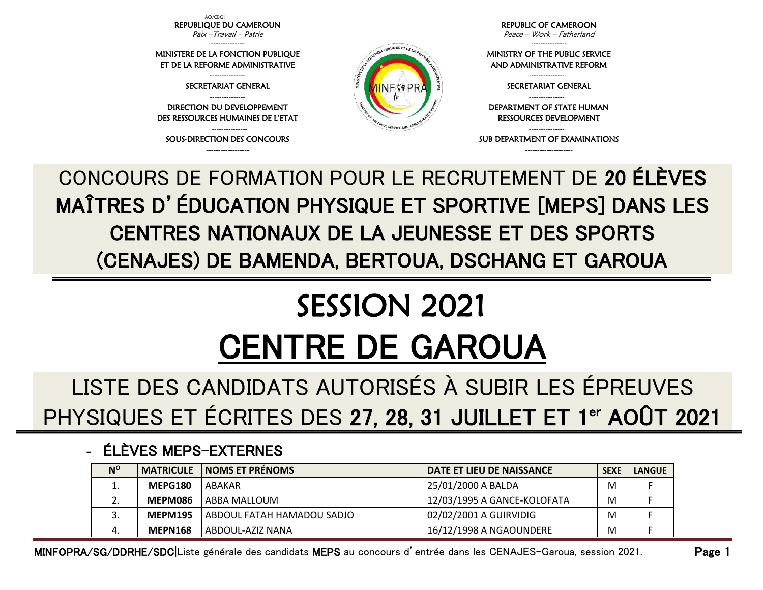AO/CBGI

REPUBLIQUE DU CAMEROUN
*Paix –Travail – Patrie*

MINISTERE DE LA FONCTION PUBLIQUE ET DE LA REFORME ADMINISTRATIVE

SECRETARIAT GENERAL

DIRECTION DU DEVELOPPEMENT DES RESSOURCES HUMAINES DE L'ETAT

SOUS-DIRECTION DES CONCOURS

REPUBLIC OF CAMEROON
*Peace – Work – Fatherland*

MINISTRY OF THE PUBLIC SERVICE AND ADMINISTRATIVE REFORM

SECRETARIAT GENERAL

DEPARTMENT OF STATE HUMAN RESSOURCES DEVELOPMENT

SUB DEPARTMENT OF EXAMINATIONS

# CONCOURS DE FORMATION POUR LE RECRUTEMENT DE **20 ÉLÈVES MAÎTRES D'ÉDUCATION PHYSIQUE ET SPORTIVE [MEPS] DANS LES CENTRES NATIONAUX DE LA JEUNESSE ET DES SPORTS (CENAJES) DE BAMENDA, BERTOUA, DSCHANG ET GAROUA**

# SESSION 2021

# CENTRE DE GAROUA

## LISTE DES CANDIDATS AUTORISÉS À SUBIR LES ÉPREUVES PHYSIQUES ET ÉCRITES DES **27, 28, 31 JUILLET ET 1er AOÛT 2021**

### - ÉLÈVES MEPS-EXTERNES

| N° | MATRICULE | NOMS ET PRÉNOMS | DATE ET LIEU DE NAISSANCE | SEXE | LANGUE |
|---|---|---|---|---|---|
| 1. | **MEPG180** | ABAKAR | 25/01/2000 A BALDA | M | F |
| 2. | **MEPM086** | ABBA MALLOUM | 12/03/1995 A GANCE-KOLOFATA | M | F |
| 3. | **MEPM195** | ABDOUL FATAH HAMADOU SADJO | 02/02/2001 A GUIRVIDIG | M | F |
| 4. | **MEPN168** | ABDOUL-AZIZ NANA | 16/12/1998 A NGAOUNDERE | M | F |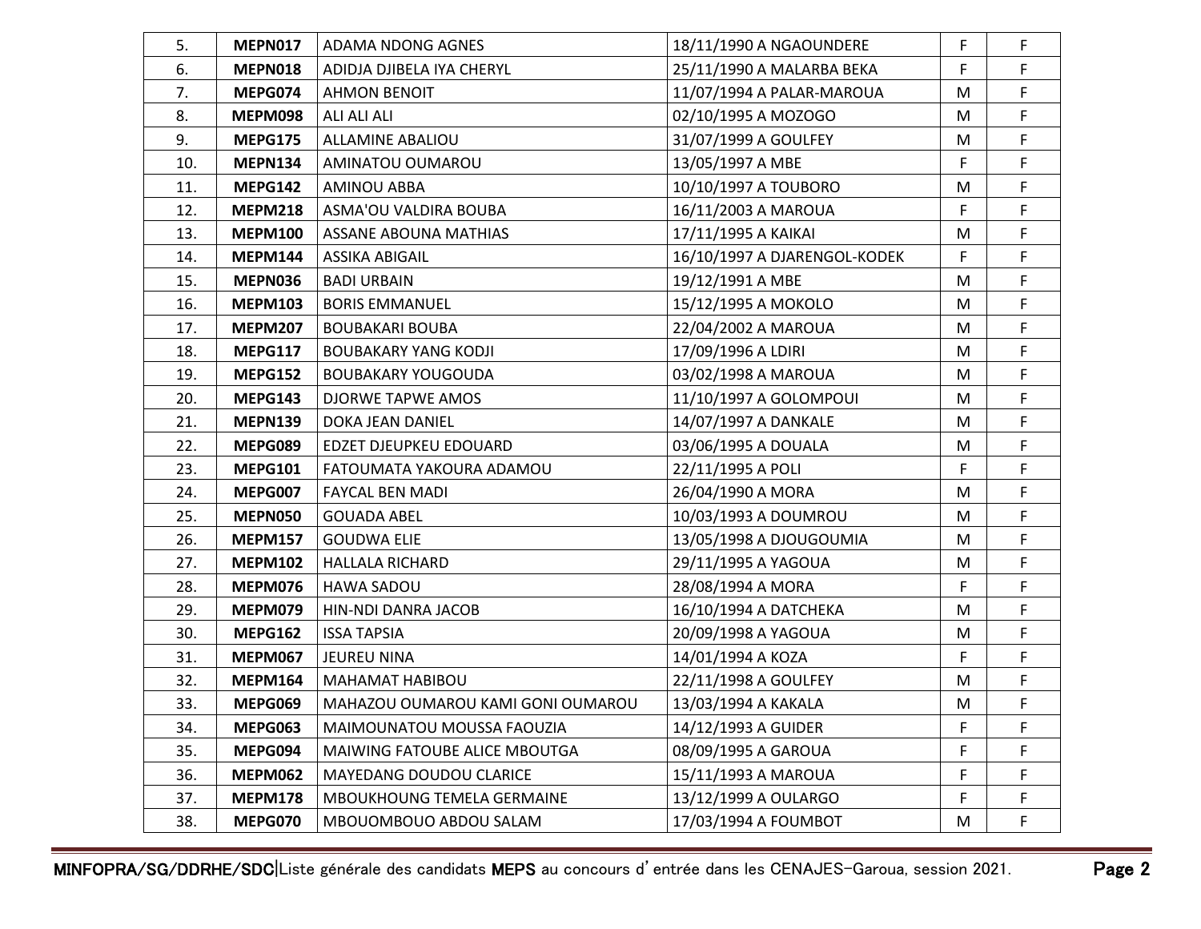| 5. | **MEPN017** | ADAMA NDONG AGNES | 18/11/1990 A NGAOUNDERE | F | F |
|---|---|---|---|---|---|
| 6. | **MEPN018** | ADIDJA DJIBELA IYA CHERYL | 25/11/1990 A MALARBA BEKA | F | F |
| 7. | **MEPG074** | AHMON BENOIT | 11/07/1994 A PALAR-MAROUA | M | F |
| 8. | **MEPM098** | ALI ALI ALI | 02/10/1995 A MOZOGO | M | F |
| 9. | **MEPG175** | ALLAMINE ABALIOU | 31/07/1999 A GOULFEY | M | F |
| 10. | **MEPN134** | AMINATOU OUMAROU | 13/05/1997 A MBE | F | F |
| 11. | **MEPG142** | AMINOU ABBA | 10/10/1997 A TOUBORO | M | F |
| 12. | **MEPM218** | ASMA'OU VALDIRA BOUBA | 16/11/2003 A MAROUA | F | F |
| 13. | **MEPM100** | ASSANE ABOUNA MATHIAS | 17/11/1995 A KAIKAI | M | F |
| 14. | **MEPM144** | ASSIKA ABIGAIL | 16/10/1997 A DJARENGOL-KODEK | F | F |
| 15. | **MEPN036** | BADI URBAIN | 19/12/1991 A MBE | M | F |
| 16. | **MEPM103** | BORIS EMMANUEL | 15/12/1995 A MOKOLO | M | F |
| 17. | **MEPM207** | BOUBAKARI BOUBA | 22/04/2002 A MAROUA | M | F |
| 18. | **MEPG117** | BOUBAKARY YANG KODJI | 17/09/1996 A LDIRI | M | F |
| 19. | **MEPG152** | BOUBAKARY YOUGOUDA | 03/02/1998 A MAROUA | M | F |
| 20. | **MEPG143** | DJORWE TAPWE AMOS | 11/10/1997 A GOLOMPOUI | M | F |
| 21. | **MEPN139** | DOKA JEAN DANIEL | 14/07/1997 A DANKALE | M | F |
| 22. | **MEPG089** | EDZET DJEUPKEU EDOUARD | 03/06/1995 A DOUALA | M | F |
| 23. | **MEPG101** | FATOUMATA YAKOURA ADAMOU | 22/11/1995 A POLI | F | F |
| 24. | **MEPG007** | FAYCAL BEN MADI | 26/04/1990 A MORA | M | F |
| 25. | **MEPN050** | GOUADA ABEL | 10/03/1993 A DOUMROU | M | F |
| 26. | **MEPM157** | GOUDWA ELIE | 13/05/1998 A DJOUGOUMIA | M | F |
| 27. | **MEPM102** | HALLALA RICHARD | 29/11/1995 A YAGOUA | M | F |
| 28. | **MEPM076** | HAWA SADOU | 28/08/1994 A MORA | F | F |
| 29. | **MEPM079** | HIN-NDI DANRA JACOB | 16/10/1994 A DATCHEKA | M | F |
| 30. | **MEPG162** | ISSA TAPSIA | 20/09/1998 A YAGOUA | M | F |
| 31. | **MEPM067** | JEUREU NINA | 14/01/1994 A KOZA | F | F |
| 32. | **MEPM164** | MAHAMAT HABIBOU | 22/11/1998 A GOULFEY | M | F |
| 33. | **MEPG069** | MAHAZOU OUMAROU KAMI GONI OUMAROU | 13/03/1994 A KAKALA | M | F |
| 34. | **MEPG063** | MAIMOUNATOU MOUSSA FAOUZIA | 14/12/1993 A GUIDER | F | F |
| 35. | **MEPG094** | MAIWING FATOUBE ALICE MBOUTGA | 08/09/1995 A GAROUA | F | F |
| 36. | **MEPM062** | MAYEDANG DOUDOU CLARICE | 15/11/1993 A MAROUA | F | F |
| 37. | **MEPM178** | MBOUKHOUNG TEMELA GERMAINE | 13/12/1999 A OULARGO | F | F |
| 38. | **MEPG070** | MBOUOMBOUO ABDOU SALAM | 17/03/1994 A FOUMBOT | M | F |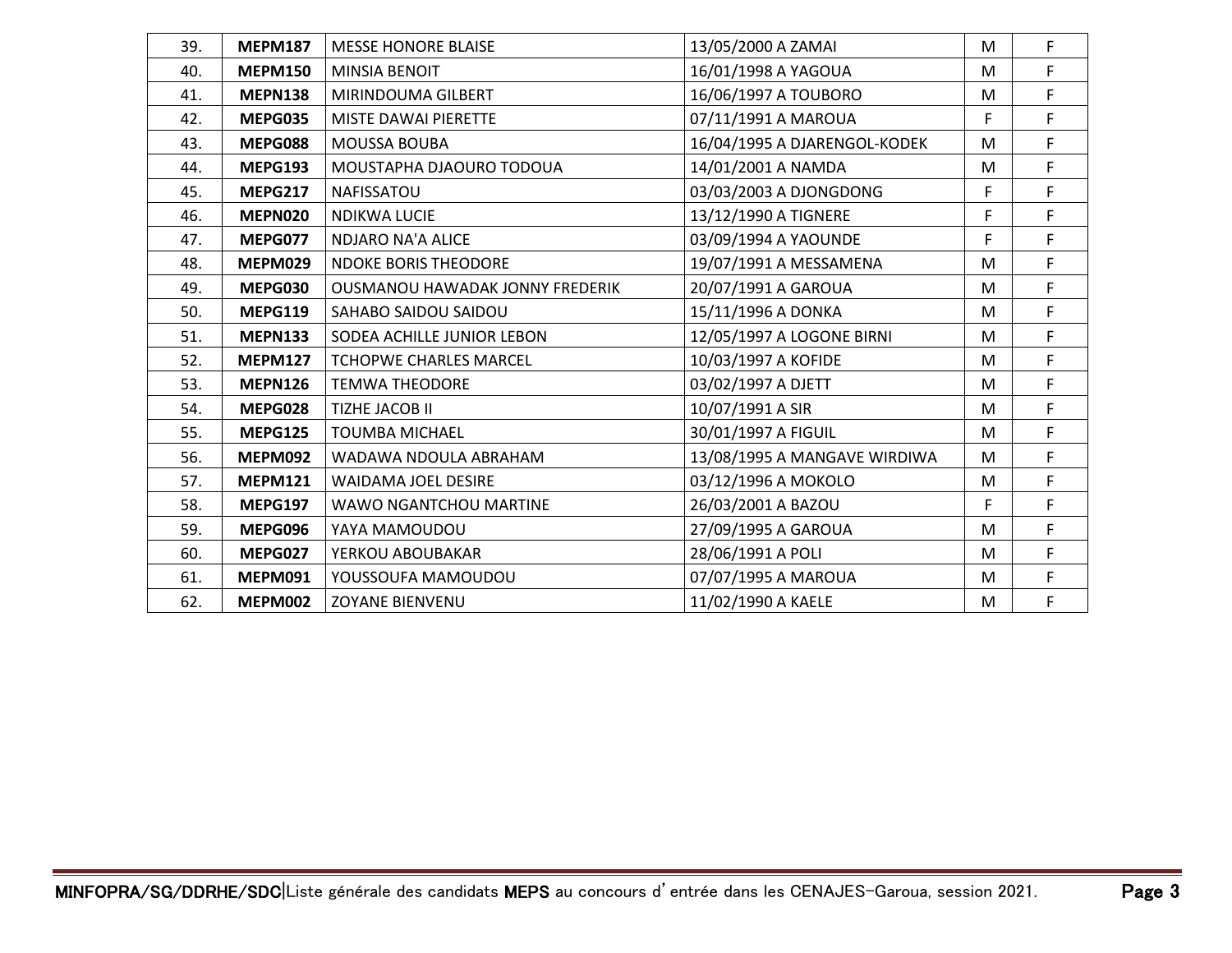| | | | | | |
|---|---|---|---|---|---|
| 39. | **MEPM187** | MESSE HONORE BLAISE | 13/05/2000 A ZAMAI | M | F |
| 40. | **MEPM150** | MINSIA BENOIT | 16/01/1998 A YAGOUA | M | F |
| 41. | **MEPN138** | MIRINDOUMA GILBERT | 16/06/1997 A TOUBORO | M | F |
| 42. | **MEPG035** | MISTE DAWAI PIERETTE | 07/11/1991 A MAROUA | F | F |
| 43. | **MEPG088** | MOUSSA BOUBA | 16/04/1995 A DJARENGOL-KODEK | M | F |
| 44. | **MEPG193** | MOUSTAPHA DJAOURO TODOUA | 14/01/2001 A NAMDA | M | F |
| 45. | **MEPG217** | NAFISSATOU | 03/03/2003 A DJONGDONG | F | F |
| 46. | **MEPN020** | NDIKWA LUCIE | 13/12/1990 A TIGNERE | F | F |
| 47. | **MEPG077** | NDJARO NA'A ALICE | 03/09/1994 A YAOUNDE | F | F |
| 48. | **MEPM029** | NDOKE BORIS THEODORE | 19/07/1991 A MESSAMENA | M | F |
| 49. | **MEPG030** | OUSMANOU HAWADAK JONNY FREDERIK | 20/07/1991 A GAROUA | M | F |
| 50. | **MEPG119** | SAHABO SAIDOU SAIDOU | 15/11/1996 A DONKA | M | F |
| 51. | **MEPN133** | SODEA ACHILLE JUNIOR LEBON | 12/05/1997 A LOGONE BIRNI | M | F |
| 52. | **MEPM127** | TCHOPWE CHARLES MARCEL | 10/03/1997 A KOFIDE | M | F |
| 53. | **MEPN126** | TEMWA THEODORE | 03/02/1997 A DJETT | M | F |
| 54. | **MEPG028** | TIZHE JACOB II | 10/07/1991 A SIR | M | F |
| 55. | **MEPG125** | TOUMBA MICHAEL | 30/01/1997 A FIGUIL | M | F |
| 56. | **MEPM092** | WADAWA NDOULA ABRAHAM | 13/08/1995 A MANGAVE WIRDIWA | M | F |
| 57. | **MEPM121** | WAIDAMA JOEL DESIRE | 03/12/1996 A MOKOLO | M | F |
| 58. | **MEPG197** | WAWO NGANTCHOU MARTINE | 26/03/2001 A BAZOU | F | F |
| 59. | **MEPG096** | YAYA MAMOUDOU | 27/09/1995 A GAROUA | M | F |
| 60. | **MEPG027** | YERKOU ABOUBAKAR | 28/06/1991 A POLI | M | F |
| 61. | **MEPM091** | YOUSSOUFA MAMOUDOU | 07/07/1995 A MAROUA | M | F |
| 62. | **MEPM002** | ZOYANE BIENVENU | 11/02/1990 A KAELE | M | F |